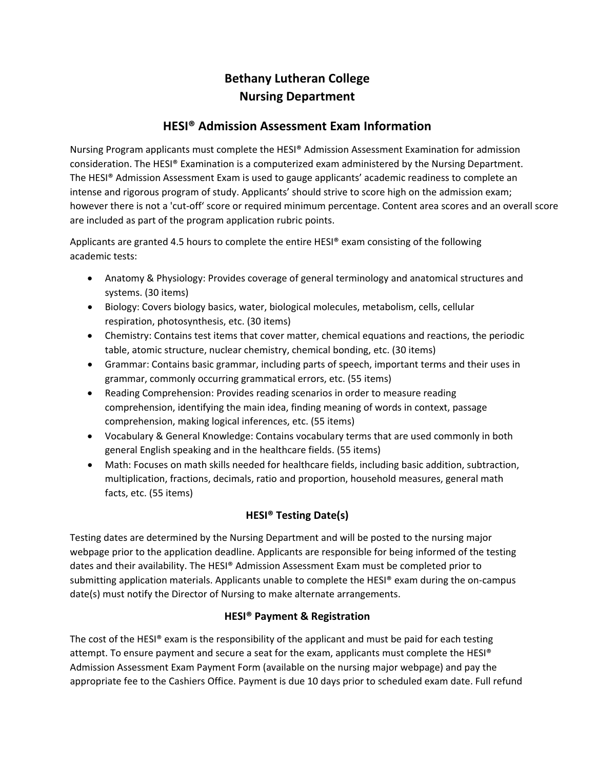# Bethany Lutheran College
# Nursing Department

## HESI® Admission Assessment Exam Information

Nursing Program applicants must complete the HESI® Admission Assessment Examination for admission consideration. The HESI® Examination is a computerized exam administered by the Nursing Department. The HESI® Admission Assessment Exam is used to gauge applicants' academic readiness to complete an intense and rigorous program of study. Applicants' should strive to score high on the admission exam; however there is not a 'cut-off' score or required minimum percentage. Content area scores and an overall score are included as part of the program application rubric points.

Applicants are granted 4.5 hours to complete the entire HESI® exam consisting of the following academic tests:

- Anatomy & Physiology: Provides coverage of general terminology and anatomical structures and systems. (30 items)
- Biology: Covers biology basics, water, biological molecules, metabolism, cells, cellular respiration, photosynthesis, etc. (30 items)
- Chemistry: Contains test items that cover matter, chemical equations and reactions, the periodic table, atomic structure, nuclear chemistry, chemical bonding, etc. (30 items)
- Grammar: Contains basic grammar, including parts of speech, important terms and their uses in grammar, commonly occurring grammatical errors, etc. (55 items)
- Reading Comprehension: Provides reading scenarios in order to measure reading comprehension, identifying the main idea, finding meaning of words in context, passage comprehension, making logical inferences, etc. (55 items)
- Vocabulary & General Knowledge: Contains vocabulary terms that are used commonly in both general English speaking and in the healthcare fields. (55 items)
- Math: Focuses on math skills needed for healthcare fields, including basic addition, subtraction, multiplication, fractions, decimals, ratio and proportion, household measures, general math facts, etc. (55 items)

### HESI® Testing Date(s)

Testing dates are determined by the Nursing Department and will be posted to the nursing major webpage prior to the application deadline. Applicants are responsible for being informed of the testing dates and their availability. The HESI® Admission Assessment Exam must be completed prior to submitting application materials. Applicants unable to complete the HESI® exam during the on-campus date(s) must notify the Director of Nursing to make alternate arrangements.

### HESI® Payment & Registration

The cost of the HESI® exam is the responsibility of the applicant and must be paid for each testing attempt. To ensure payment and secure a seat for the exam, applicants must complete the HESI® Admission Assessment Exam Payment Form (available on the nursing major webpage) and pay the appropriate fee to the Cashiers Office. Payment is due 10 days prior to scheduled exam date. Full refund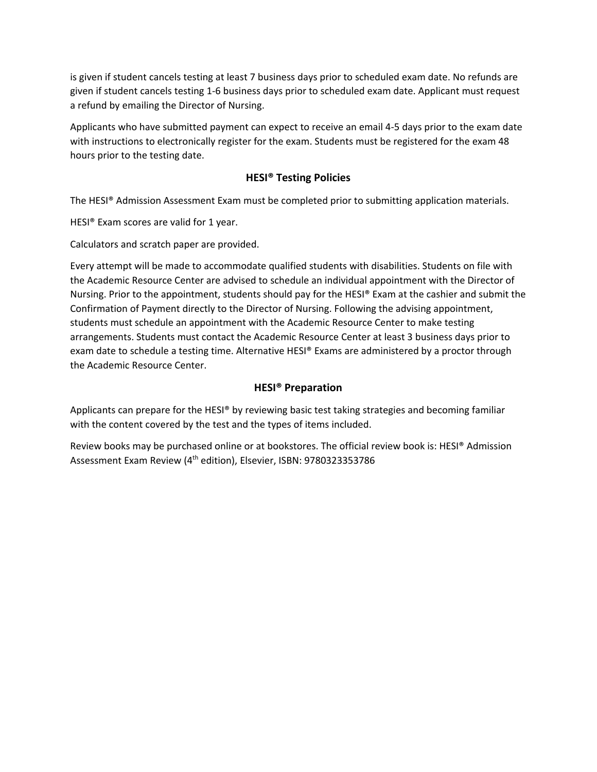is given if student cancels testing at least 7 business days prior to scheduled exam date. No refunds are given if student cancels testing 1-6 business days prior to scheduled exam date. Applicant must request a refund by emailing the Director of Nursing.

Applicants who have submitted payment can expect to receive an email 4-5 days prior to the exam date with instructions to electronically register for the exam. Students must be registered for the exam 48 hours prior to the testing date.

## HESI® Testing Policies

The HESI® Admission Assessment Exam must be completed prior to submitting application materials.

HESI® Exam scores are valid for 1 year.

Calculators and scratch paper are provided.

Every attempt will be made to accommodate qualified students with disabilities. Students on file with the Academic Resource Center are advised to schedule an individual appointment with the Director of Nursing. Prior to the appointment, students should pay for the HESI® Exam at the cashier and submit the Confirmation of Payment directly to the Director of Nursing. Following the advising appointment, students must schedule an appointment with the Academic Resource Center to make testing arrangements. Students must contact the Academic Resource Center at least 3 business days prior to exam date to schedule a testing time. Alternative HESI® Exams are administered by a proctor through the Academic Resource Center.

## HESI® Preparation

Applicants can prepare for the HESI® by reviewing basic test taking strategies and becoming familiar with the content covered by the test and the types of items included.

Review books may be purchased online or at bookstores. The official review book is: HESI® Admission Assessment Exam Review (4th edition), Elsevier, ISBN: 9780323353786